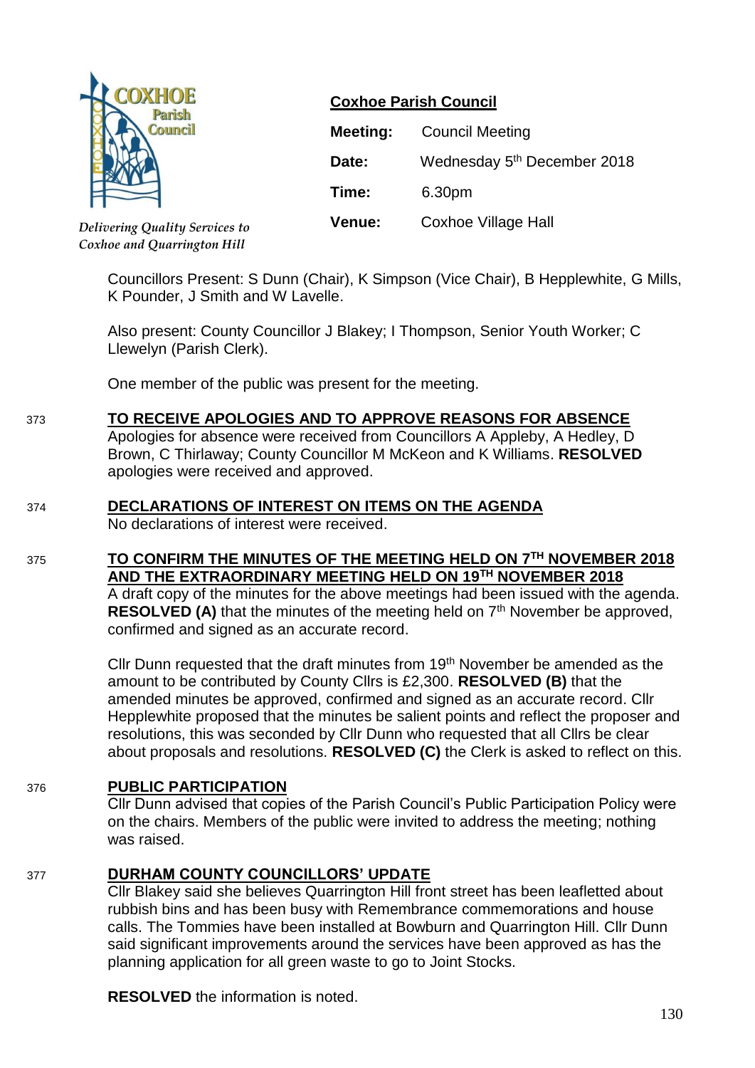*Delivering Quality Services to Coxhoe and Quarrington Hill*

## Coxhoe Parish Council

| | |
|---|---|
| **Meeting:** | Council Meeting |
| **Date:** | Wednesday 5th December 2018 |
| **Time:** | 6.30pm |
| **Venue:** | Coxhoe Village Hall |

Councillors Present: S Dunn (Chair), K Simpson (Vice Chair), B Hepplewhite, G Mills, K Pounder, J Smith and W Lavelle.

Also present: County Councillor J Blakey; I Thompson, Senior Youth Worker; C Llewelyn (Parish Clerk).

One member of the public was present for the meeting.

373 **TO RECEIVE APOLOGIES AND TO APPROVE REASONS FOR ABSENCE**

Apologies for absence were received from Councillors A Appleby, A Hedley, D Brown, C Thirlaway; County Councillor M McKeon and K Williams. **RESOLVED** apologies were received and approved.

374 **DECLARATIONS OF INTEREST ON ITEMS ON THE AGENDA**

No declarations of interest were received.

375 **TO CONFIRM THE MINUTES OF THE MEETING HELD ON 7TH NOVEMBER 2018 AND THE EXTRAORDINARY MEETING HELD ON 19TH NOVEMBER 2018**

A draft copy of the minutes for the above meetings had been issued with the agenda. **RESOLVED (A)** that the minutes of the meeting held on 7th November be approved, confirmed and signed as an accurate record.

Cllr Dunn requested that the draft minutes from 19th November be amended as the amount to be contributed by County Cllrs is £2,300. **RESOLVED (B)** that the amended minutes be approved, confirmed and signed as an accurate record. Cllr Hepplewhite proposed that the minutes be salient points and reflect the proposer and resolutions, this was seconded by Cllr Dunn who requested that all Cllrs be clear about proposals and resolutions. **RESOLVED (C)** the Clerk is asked to reflect on this.

376 **PUBLIC PARTICIPATION**

Cllr Dunn advised that copies of the Parish Council's Public Participation Policy were on the chairs. Members of the public were invited to address the meeting; nothing was raised.

377 **DURHAM COUNTY COUNCILLORS' UPDATE**

Cllr Blakey said she believes Quarrington Hill front street has been leafletted about rubbish bins and has been busy with Remembrance commemorations and house calls. The Tommies have been installed at Bowburn and Quarrington Hill. Cllr Dunn said significant improvements around the services have been approved as has the planning application for all green waste to go to Joint Stocks.

**RESOLVED** the information is noted.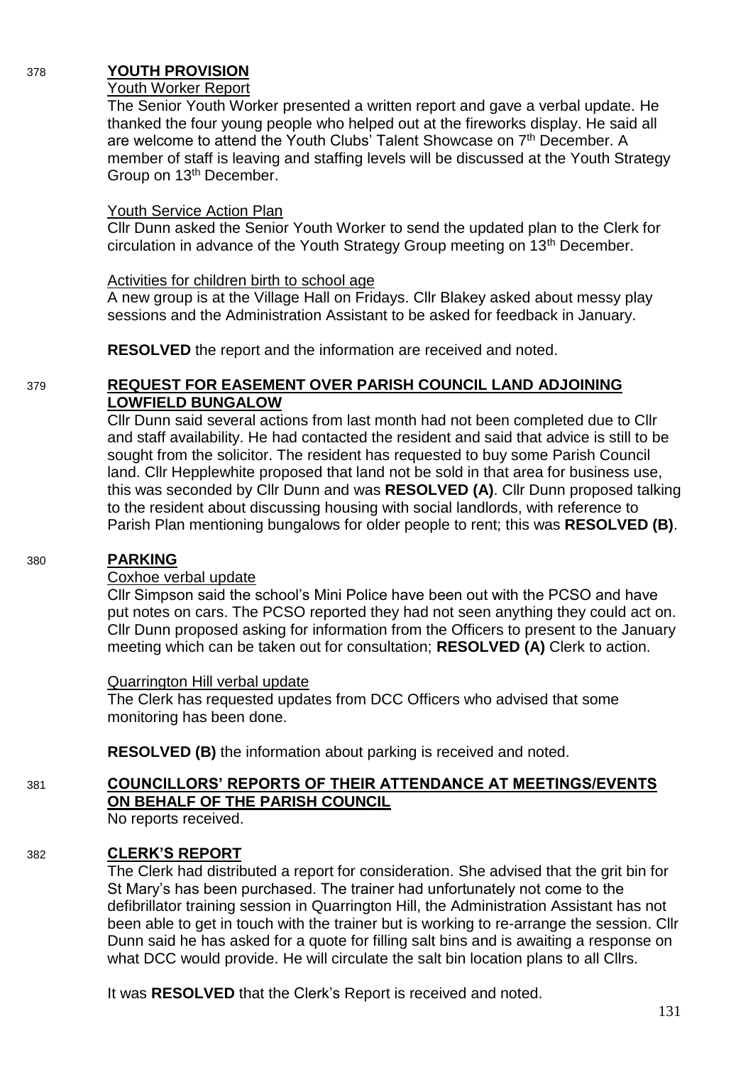378 **YOUTH PROVISION**

Youth Worker Report

The Senior Youth Worker presented a written report and gave a verbal update. He thanked the four young people who helped out at the fireworks display. He said all are welcome to attend the Youth Clubs' Talent Showcase on 7th December. A member of staff is leaving and staffing levels will be discussed at the Youth Strategy Group on 13th December.

Youth Service Action Plan

Cllr Dunn asked the Senior Youth Worker to send the updated plan to the Clerk for circulation in advance of the Youth Strategy Group meeting on 13th December.

Activities for children birth to school age

A new group is at the Village Hall on Fridays. Cllr Blakey asked about messy play sessions and the Administration Assistant to be asked for feedback in January.

**RESOLVED** the report and the information are received and noted.

379 **REQUEST FOR EASEMENT OVER PARISH COUNCIL LAND ADJOINING LOWFIELD BUNGALOW**

Cllr Dunn said several actions from last month had not been completed due to Cllr and staff availability. He had contacted the resident and said that advice is still to be sought from the solicitor. The resident has requested to buy some Parish Council land. Cllr Hepplewhite proposed that land not be sold in that area for business use, this was seconded by Cllr Dunn and was **RESOLVED (A)**. Cllr Dunn proposed talking to the resident about discussing housing with social landlords, with reference to Parish Plan mentioning bungalows for older people to rent; this was **RESOLVED (B)**.

380 **PARKING**

Coxhoe verbal update

Cllr Simpson said the school's Mini Police have been out with the PCSO and have put notes on cars. The PCSO reported they had not seen anything they could act on. Cllr Dunn proposed asking for information from the Officers to present to the January meeting which can be taken out for consultation; **RESOLVED (A)** Clerk to action.

Quarrington Hill verbal update

The Clerk has requested updates from DCC Officers who advised that some monitoring has been done.

**RESOLVED (B)** the information about parking is received and noted.

381 **COUNCILLORS' REPORTS OF THEIR ATTENDANCE AT MEETINGS/EVENTS ON BEHALF OF THE PARISH COUNCIL**

No reports received.

382 **CLERK'S REPORT**

The Clerk had distributed a report for consideration. She advised that the grit bin for St Mary's has been purchased. The trainer had unfortunately not come to the defibrillator training session in Quarrington Hill, the Administration Assistant has not been able to get in touch with the trainer but is working to re-arrange the session. Cllr Dunn said he has asked for a quote for filling salt bins and is awaiting a response on what DCC would provide. He will circulate the salt bin location plans to all Cllrs.

It was **RESOLVED** that the Clerk's Report is received and noted.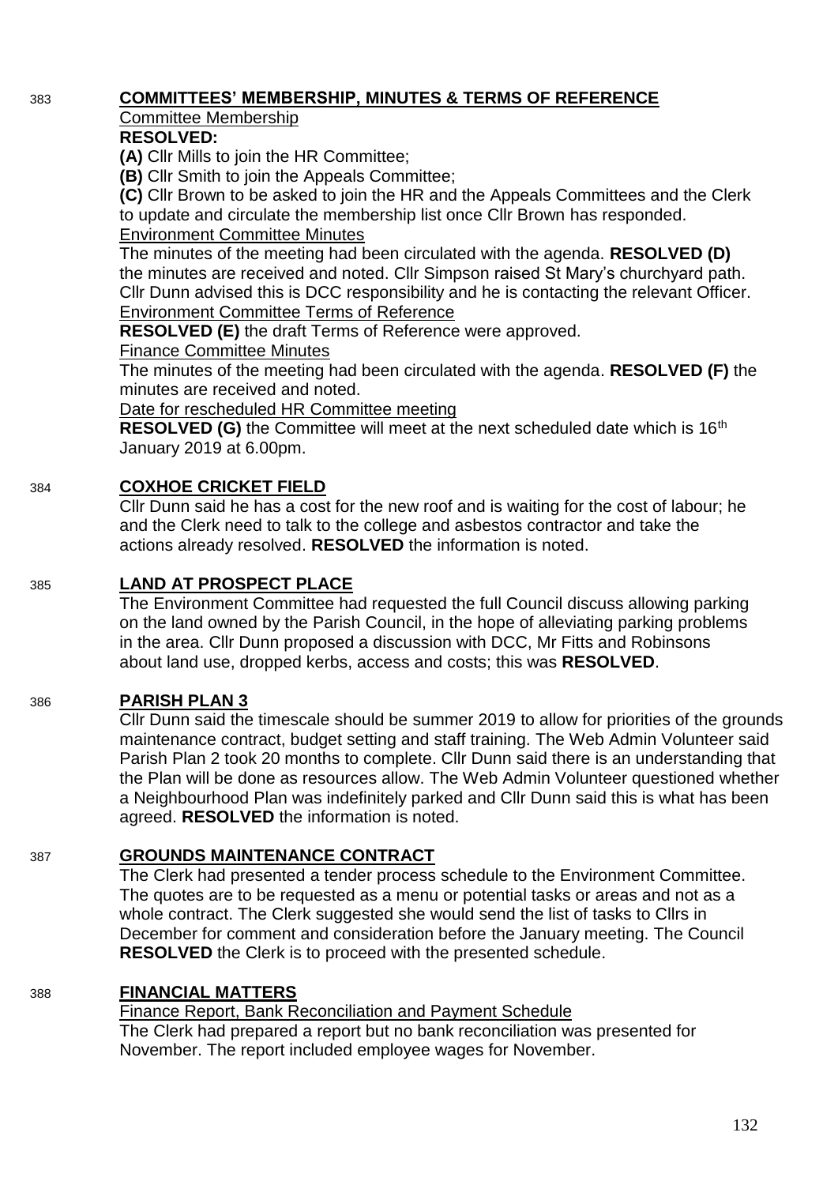383 **COMMITTEES' MEMBERSHIP, MINUTES & TERMS OF REFERENCE**

Committee Membership

**RESOLVED:**

**(A)** Cllr Mills to join the HR Committee;

**(B)** Cllr Smith to join the Appeals Committee;

**(C)** Cllr Brown to be asked to join the HR and the Appeals Committees and the Clerk to update and circulate the membership list once Cllr Brown has responded.

Environment Committee Minutes

The minutes of the meeting had been circulated with the agenda. **RESOLVED (D)** the minutes are received and noted. Cllr Simpson raised St Mary's churchyard path. Cllr Dunn advised this is DCC responsibility and he is contacting the relevant Officer.

Environment Committee Terms of Reference

**RESOLVED (E)** the draft Terms of Reference were approved.

Finance Committee Minutes

The minutes of the meeting had been circulated with the agenda. **RESOLVED (F)** the minutes are received and noted.

Date for rescheduled HR Committee meeting

**RESOLVED (G)** the Committee will meet at the next scheduled date which is 16th January 2019 at 6.00pm.

384 **COXHOE CRICKET FIELD**

Cllr Dunn said he has a cost for the new roof and is waiting for the cost of labour; he and the Clerk need to talk to the college and asbestos contractor and take the actions already resolved. **RESOLVED** the information is noted.

385 **LAND AT PROSPECT PLACE**

The Environment Committee had requested the full Council discuss allowing parking on the land owned by the Parish Council, in the hope of alleviating parking problems in the area. Cllr Dunn proposed a discussion with DCC, Mr Fitts and Robinsons about land use, dropped kerbs, access and costs; this was **RESOLVED**.

386 **PARISH PLAN 3**

Cllr Dunn said the timescale should be summer 2019 to allow for priorities of the grounds maintenance contract, budget setting and staff training. The Web Admin Volunteer said Parish Plan 2 took 20 months to complete. Cllr Dunn said there is an understanding that the Plan will be done as resources allow. The Web Admin Volunteer questioned whether a Neighbourhood Plan was indefinitely parked and Cllr Dunn said this is what has been agreed. **RESOLVED** the information is noted.

387 **GROUNDS MAINTENANCE CONTRACT**

The Clerk had presented a tender process schedule to the Environment Committee. The quotes are to be requested as a menu or potential tasks or areas and not as a whole contract. The Clerk suggested she would send the list of tasks to Cllrs in December for comment and consideration before the January meeting. The Council **RESOLVED** the Clerk is to proceed with the presented schedule.

388 **FINANCIAL MATTERS**

Finance Report, Bank Reconciliation and Payment Schedule

The Clerk had prepared a report but no bank reconciliation was presented for November. The report included employee wages for November.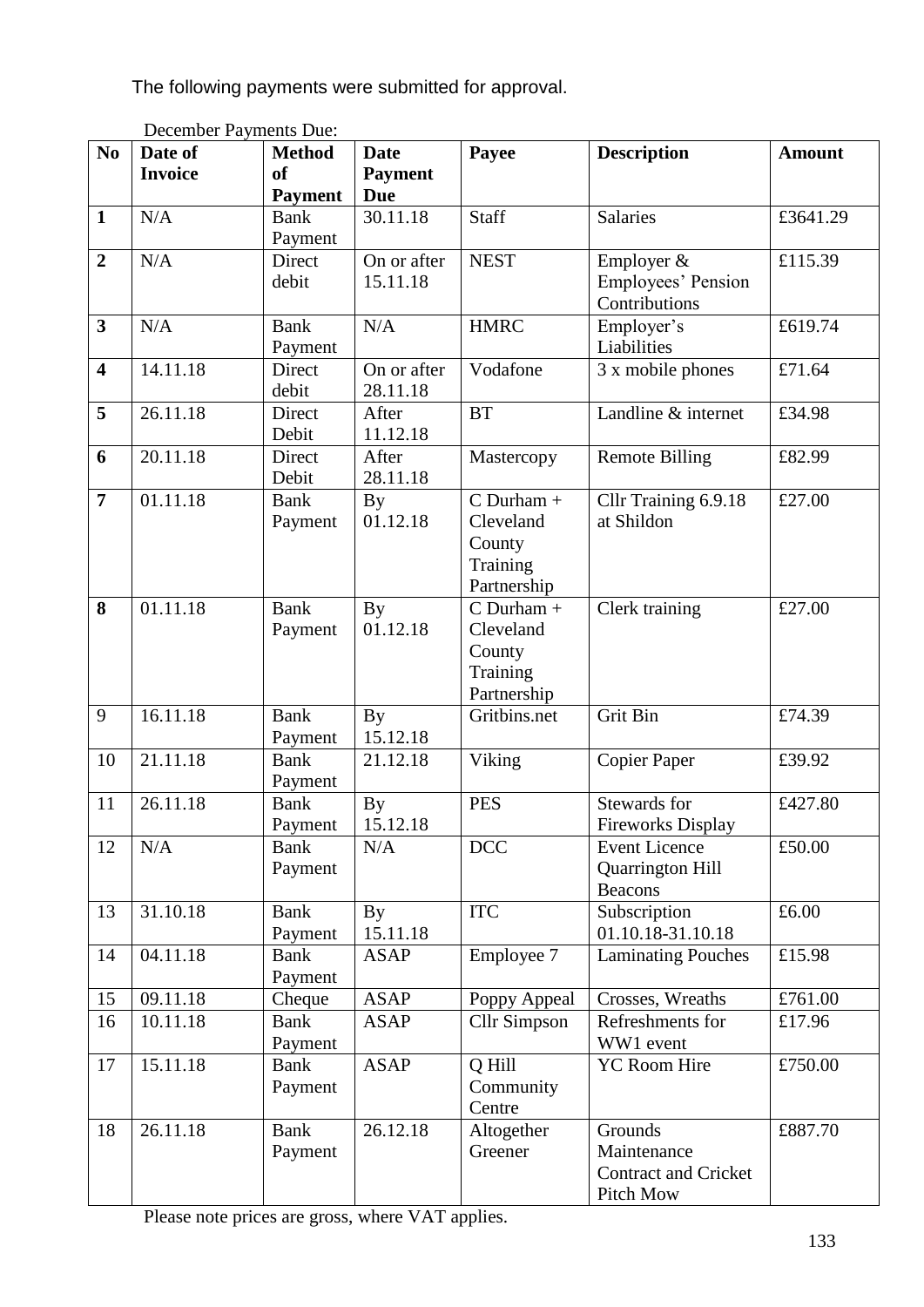The following payments were submitted for approval.

December Payments Due:

| No | Date of Invoice | Method of Payment | Date Payment Due | Payee | Description | Amount |
|---|---|---|---|---|---|---|
| **1** | N/A | Bank Payment | 30.11.18 | Staff | Salaries | £3641.29 |
| **2** | N/A | Direct debit | On or after 15.11.18 | NEST | Employer & Employees' Pension Contributions | £115.39 |
| **3** | N/A | Bank Payment | N/A | HMRC | Employer's Liabilities | £619.74 |
| **4** | 14.11.18 | Direct debit | On or after 28.11.18 | Vodafone | 3 x mobile phones | £71.64 |
| **5** | 26.11.18 | Direct Debit | After 11.12.18 | BT | Landline & internet | £34.98 |
| **6** | 20.11.18 | Direct Debit | After 28.11.18 | Mastercopy | Remote Billing | £82.99 |
| **7** | 01.11.18 | Bank Payment | By 01.12.18 | C Durham + Cleveland County Training Partnership | Cllr Training 6.9.18 at Shildon | £27.00 |
| **8** | 01.11.18 | Bank Payment | By 01.12.18 | C Durham + Cleveland County Training Partnership | Clerk training | £27.00 |
| 9 | 16.11.18 | Bank Payment | By 15.12.18 | Gritbins.net | Grit Bin | £74.39 |
| 10 | 21.11.18 | Bank Payment | 21.12.18 | Viking | Copier Paper | £39.92 |
| 11 | 26.11.18 | Bank Payment | By 15.12.18 | PES | Stewards for Fireworks Display | £427.80 |
| 12 | N/A | Bank Payment | N/A | DCC | Event Licence Quarrington Hill Beacons | £50.00 |
| 13 | 31.10.18 | Bank Payment | By 15.11.18 | ITC | Subscription 01.10.18-31.10.18 | £6.00 |
| 14 | 04.11.18 | Bank Payment | ASAP | Employee 7 | Laminating Pouches | £15.98 |
| 15 | 09.11.18 | Cheque | ASAP | Poppy Appeal | Crosses, Wreaths | £761.00 |
| 16 | 10.11.18 | Bank Payment | ASAP | Cllr Simpson | Refreshments for WW1 event | £17.96 |
| 17 | 15.11.18 | Bank Payment | ASAP | Q Hill Community Centre | YC Room Hire | £750.00 |
| 18 | 26.11.18 | Bank Payment | 26.12.18 | Altogether Greener | Grounds Maintenance Contract and Cricket Pitch Mow | £887.70 |

Please note prices are gross, where VAT applies.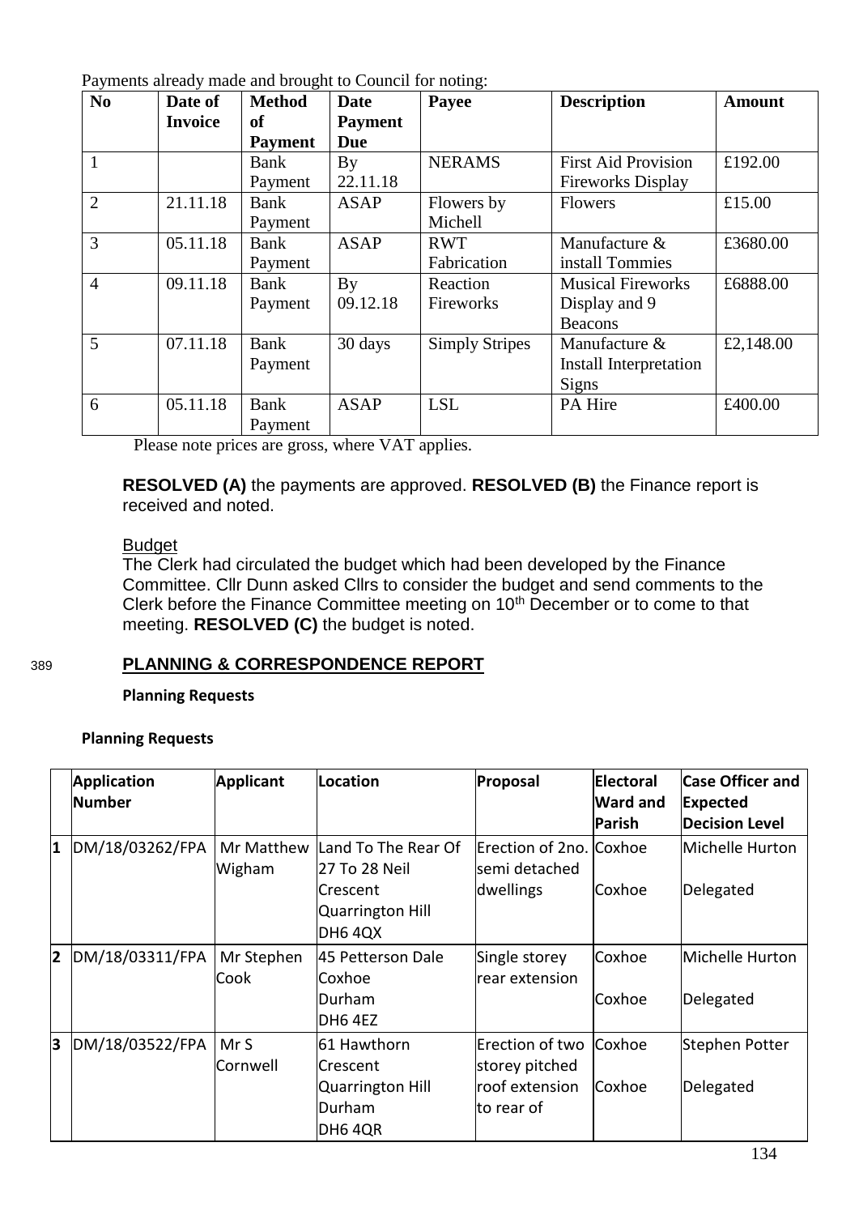Payments already made and brought to Council for noting:

| No | Date of Invoice | Method of Payment | Date Payment Due | Payee | Description | Amount |
|---|---|---|---|---|---|---|
| 1 | | Bank Payment | By 22.11.18 | NERAMS | First Aid Provision Fireworks Display | £192.00 |
| 2 | 21.11.18 | Bank Payment | ASAP | Flowers by Michell | Flowers | £15.00 |
| 3 | 05.11.18 | Bank Payment | ASAP | RWT Fabrication | Manufacture & install Tommies | £3680.00 |
| 4 | 09.11.18 | Bank Payment | By 09.12.18 | Reaction Fireworks | Musical Fireworks Display and 9 Beacons | £6888.00 |
| 5 | 07.11.18 | Bank Payment | 30 days | Simply Stripes | Manufacture & Install Interpretation Signs | £2,148.00 |
| 6 | 05.11.18 | Bank Payment | ASAP | LSL | PA Hire | £400.00 |

Please note prices are gross, where VAT applies.

**RESOLVED (A)** the payments are approved. **RESOLVED (B)** the Finance report is received and noted.

Budget

The Clerk had circulated the budget which had been developed by the Finance Committee. Cllr Dunn asked Cllrs to consider the budget and send comments to the Clerk before the Finance Committee meeting on 10th December or to come to that meeting. **RESOLVED (C)** the budget is noted.

389 **PLANNING & CORRESPONDENCE REPORT**

**Planning Requests**

**Planning Requests**

| | Application Number | Applicant | Location | Proposal | Electoral Ward and Parish | Case Officer and Expected Decision Level |
|---|---|---|---|---|---|---|
| 1 | DM/18/03262/FPA | Mr Matthew Wigham | Land To The Rear Of 27 To 28 Neil Crescent Quarrington Hill DH6 4QX | Erection of 2no. semi detached dwellings | Coxhoe<br>Coxhoe | Michelle Hurton<br>Delegated |
| 2 | DM/18/03311/FPA | Mr Stephen Cook | 45 Petterson Dale Coxhoe Durham DH6 4EZ | Single storey rear extension | Coxhoe<br>Coxhoe | Michelle Hurton<br>Delegated |
| 3 | DM/18/03522/FPA | Mr S Cornwell | 61 Hawthorn Crescent Quarrington Hill Durham DH6 4QR | Erection of two storey pitched roof extension to rear of | Coxhoe<br>Coxhoe | Stephen Potter<br>Delegated |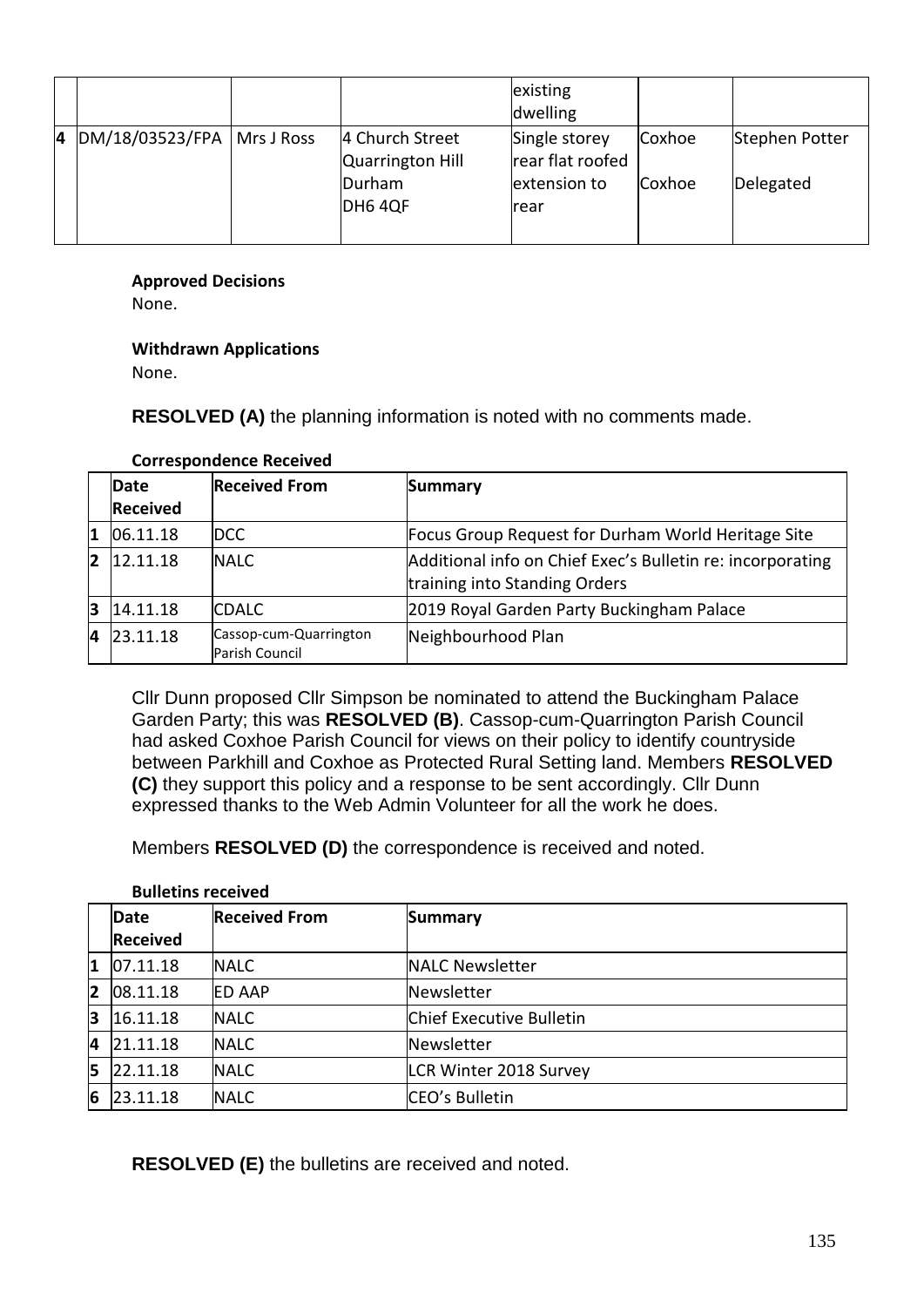|  |  |  |  | existing dwelling |  |  |
|---|---|---|---|---|---|---|
| 4 | DM/18/03523/FPA | Mrs J Ross | 4 Church Street Quarrington Hill Durham DH6 4QF | Single storey rear flat roofed extension to rear | Coxhoe<br>Coxhoe | Stephen Potter<br>Delegated |

**Approved Decisions**
None.

**Withdrawn Applications**
None.

**RESOLVED (A)** the planning information is noted with no comments made.

**Correspondence Received**

|  | Date Received | Received From | Summary |
|---|---|---|---|
| 1 | 06.11.18 | DCC | Focus Group Request for Durham World Heritage Site |
| 2 | 12.11.18 | NALC | Additional info on Chief Exec's Bulletin re: incorporating training into Standing Orders |
| 3 | 14.11.18 | CDALC | 2019 Royal Garden Party Buckingham Palace |
| 4 | 23.11.18 | Cassop-cum-Quarrington Parish Council | Neighbourhood Plan |

Cllr Dunn proposed Cllr Simpson be nominated to attend the Buckingham Palace Garden Party; this was **RESOLVED (B)**. Cassop-cum-Quarrington Parish Council had asked Coxhoe Parish Council for views on their policy to identify countryside between Parkhill and Coxhoe as Protected Rural Setting land. Members **RESOLVED (C)** they support this policy and a response to be sent accordingly. Cllr Dunn expressed thanks to the Web Admin Volunteer for all the work he does.

Members **RESOLVED (D)** the correspondence is received and noted.

**Bulletins received**

|  | Date Received | Received From | Summary |
|---|---|---|---|
| 1 | 07.11.18 | NALC | NALC Newsletter |
| 2 | 08.11.18 | ED AAP | Newsletter |
| 3 | 16.11.18 | NALC | Chief Executive Bulletin |
| 4 | 21.11.18 | NALC | Newsletter |
| 5 | 22.11.18 | NALC | LCR Winter 2018 Survey |
| 6 | 23.11.18 | NALC | CEO's Bulletin |

**RESOLVED (E)** the bulletins are received and noted.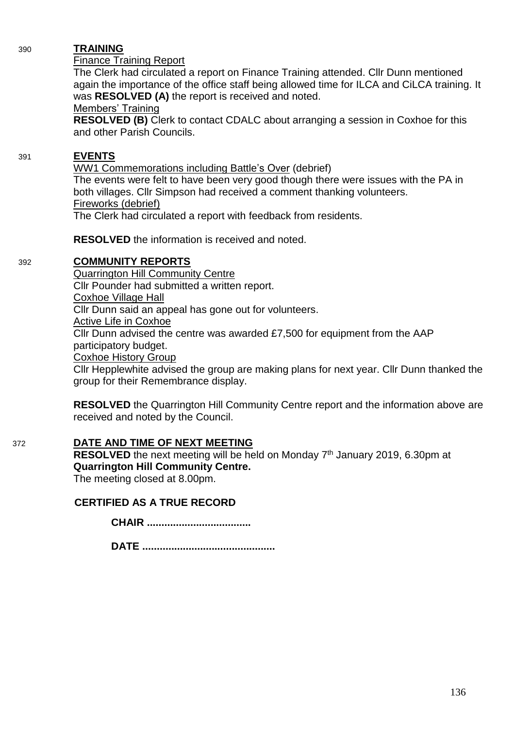390 **TRAINING**

Finance Training Report

The Clerk had circulated a report on Finance Training attended. Cllr Dunn mentioned again the importance of the office staff being allowed time for ILCA and CiLCA training. It was **RESOLVED (A)** the report is received and noted.

Members' Training

**RESOLVED (B)** Clerk to contact CDALC about arranging a session in Coxhoe for this and other Parish Councils.

391 **EVENTS**

WW1 Commemorations including Battle's Over (debrief)

The events were felt to have been very good though there were issues with the PA in both villages. Cllr Simpson had received a comment thanking volunteers.

Fireworks (debrief)

The Clerk had circulated a report with feedback from residents.

**RESOLVED** the information is received and noted.

392 **COMMUNITY REPORTS**

Quarrington Hill Community Centre

Cllr Pounder had submitted a written report.

Coxhoe Village Hall

Cllr Dunn said an appeal has gone out for volunteers.

Active Life in Coxhoe

Cllr Dunn advised the centre was awarded £7,500 for equipment from the AAP participatory budget.

Coxhoe History Group

Cllr Hepplewhite advised the group are making plans for next year. Cllr Dunn thanked the group for their Remembrance display.

**RESOLVED** the Quarrington Hill Community Centre report and the information above are received and noted by the Council.

372 **DATE AND TIME OF NEXT MEETING**

**RESOLVED** the next meeting will be held on Monday 7th January 2019, 6.30pm at **Quarrington Hill Community Centre.**

The meeting closed at 8.00pm.

**CERTIFIED AS A TRUE RECORD**

**CHAIR ...................................**

**DATE .............................................**